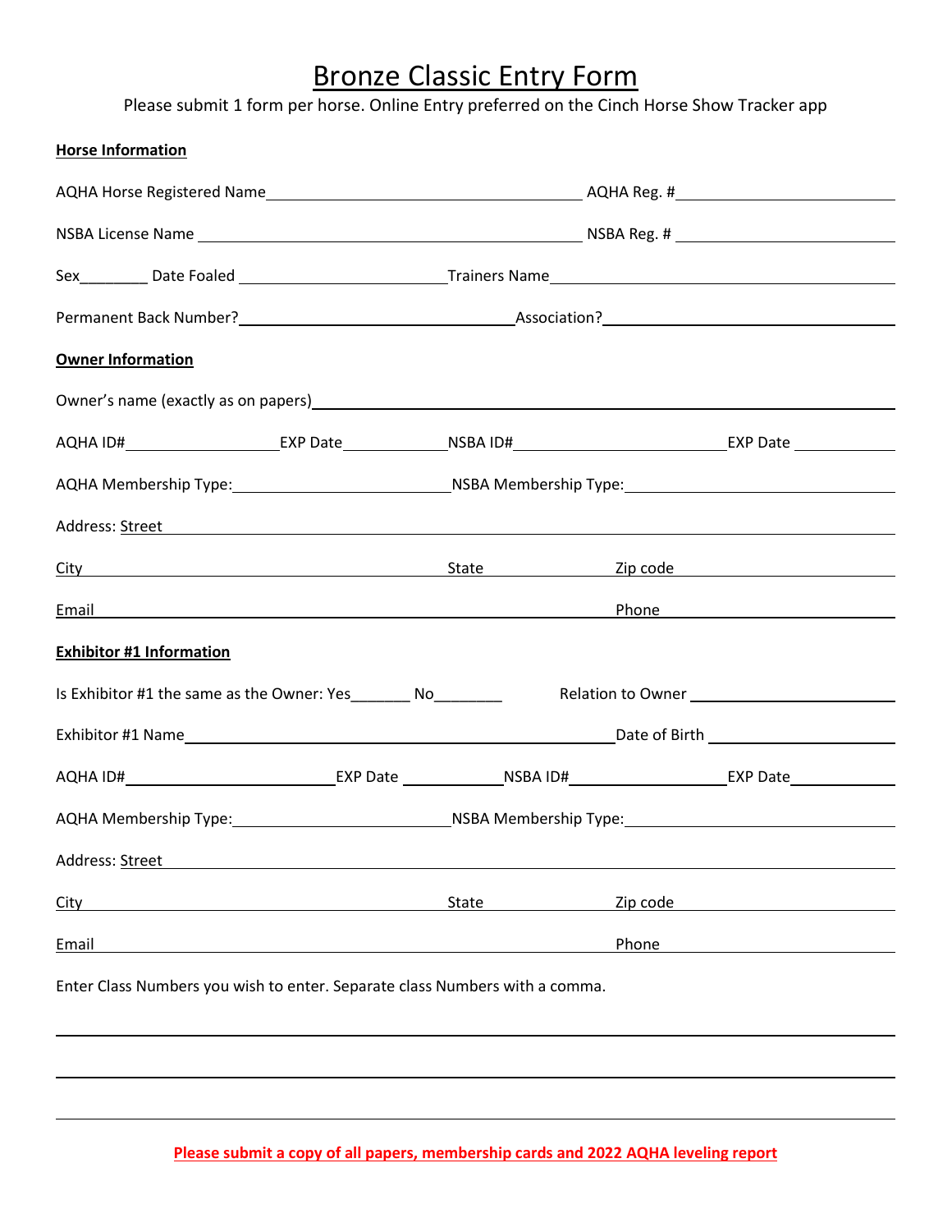# Bronze Classic Entry Form

Please submit 1 form per horse. Online Entry preferred on the Cinch Horse Show Tracker app

**Horse Information**

AQHA Horse Registered Name\_\_\_\_\_\_\_\_\_\_\_\_\_\_\_\_\_\_\_\_\_\_\_\_\_\_\_\_\_\_\_\_ AQHA Reg. #\_\_\_\_\_\_\_\_\_\_\_\_\_\_\_\_\_\_\_\_\_\_

NSBA License Name \_\_\_\_\_\_\_\_\_\_\_\_\_\_\_\_\_\_\_\_\_\_\_\_\_\_\_\_\_\_\_\_\_\_\_\_\_\_ NSBA Reg. # \_\_\_\_\_\_\_\_\_\_\_\_\_\_\_\_\_\_\_\_\_\_

Sex\_\_\_\_\_\_\_\_ Date Foaled \_\_\_\_\_\_\_\_\_\_\_\_\_\_\_\_\_\_\_\_\_Trainers Name\_\_\_\_\_\_\_\_\_\_\_\_\_\_\_\_\_\_\_\_\_\_\_\_\_\_\_\_\_\_\_\_\_\_\_

Permanent Back Number?\_\_\_\_\_\_\_\_\_\_\_\_\_\_\_\_\_\_\_\_\_\_\_\_\_\_\_\_Association?\_\_\_\_\_\_\_\_\_\_\_\_\_\_\_\_\_\_\_\_\_\_\_\_\_\_\_\_\_\_

**Owner Information**

Owner's name (exactly as on papers)\_\_\_\_\_\_\_\_\_\_\_\_\_\_\_\_\_\_\_\_\_\_\_\_\_\_\_\_\_\_\_\_\_\_\_\_\_\_\_\_\_\_\_\_\_\_\_\_\_\_\_\_\_\_\_\_\_

AQHA ID#\_\_\_\_\_\_\_\_\_\_\_\_\_\_\_\_EXP Date\_\_\_\_\_\_\_\_\_\_NSBA ID#\_\_\_\_\_\_\_\_\_\_\_\_\_\_\_\_\_\_\_\_\_\_EXP Date \_\_\_\_\_\_\_\_\_\_

AQHA Membership Type:\_\_\_\_\_\_\_\_\_\_\_\_\_\_\_\_\_\_\_\_\_\_\_NSBA Membership Type:\_\_\_\_\_\_\_\_\_\_\_\_\_\_\_\_\_\_\_\_\_\_\_\_\_\_\_\_

Address: Street \_\_\_\_\_\_\_\_\_\_\_\_\_\_\_\_\_\_\_\_\_\_\_\_\_\_\_\_\_\_\_\_\_\_\_\_\_\_\_\_\_\_\_\_\_\_\_\_\_\_\_\_\_\_\_\_\_\_\_\_\_\_\_\_\_\_\_\_\_\_\_\_

City \_\_\_\_\_\_\_\_\_\_\_\_\_\_\_\_\_\_\_\_\_\_\_\_\_\_\_\_\_\_\_\_\_\_\_\_\_\_ State \_\_\_\_\_\_\_\_\_\_\_\_ Zip code \_\_\_\_\_\_\_\_\_\_\_\_\_\_\_\_\_\_\_\_\_\_\_\_

Email \_\_\_\_\_\_\_\_\_\_\_\_\_\_\_\_\_\_\_\_\_\_\_\_\_\_\_\_\_\_\_\_\_\_\_\_\_\_\_\_\_\_\_\_\_\_\_\_\_\_\_\_\_\_ Phone \_\_\_\_\_\_\_\_\_\_\_\_\_\_\_\_\_\_\_\_\_\_\_\_\_\_

**Exhibitor #1 Information**

Is Exhibitor #1 the same as the Owner: Yes\_\_\_\_\_\_\_ No\_\_\_\_\_\_\_\_ Relation to Owner \_\_\_\_\_\_\_\_\_\_\_\_\_\_\_\_\_\_\_\_\_\_

Exhibitor #1 Name\_\_\_\_\_\_\_\_\_\_\_\_\_\_\_\_\_\_\_\_\_\_\_\_\_\_\_\_\_\_\_\_\_\_\_\_\_\_\_\_\_\_\_\_\_\_Date of Birth \_\_\_\_\_\_\_\_\_\_\_\_\_\_\_\_\_\_\_\_\_

AQHA ID#\_\_\_\_\_\_\_\_\_\_\_\_\_\_\_\_\_\_\_\_\_\_EXP Date \_\_\_\_\_\_\_\_\_\_\_NSBA ID#\_\_\_\_\_\_\_\_\_\_\_\_\_\_\_\_\_EXP Date\_\_\_\_\_\_\_\_\_\_\_

AQHA Membership Type:\_\_\_\_\_\_\_\_\_\_\_\_\_\_\_\_\_\_\_\_\_\_\_NSBA Membership Type:\_\_\_\_\_\_\_\_\_\_\_\_\_\_\_\_\_\_\_\_\_\_\_\_\_\_\_\_

Address: Street \_\_\_\_\_\_\_\_\_\_\_\_\_\_\_\_\_\_\_\_\_\_\_\_\_\_\_\_\_\_\_\_\_\_\_\_\_\_\_\_\_\_\_\_\_\_\_\_\_\_\_\_\_\_\_\_\_\_\_\_\_\_\_\_\_\_\_\_\_\_\_\_

City \_\_\_\_\_\_\_\_\_\_\_\_\_\_\_\_\_\_\_\_\_\_\_\_\_\_\_\_\_\_\_\_\_\_\_\_\_\_ State \_\_\_\_\_\_\_\_\_\_\_\_ Zip code \_\_\_\_\_\_\_\_\_\_\_\_\_\_\_\_\_\_\_\_\_\_\_\_

Email \_\_\_\_\_\_\_\_\_\_\_\_\_\_\_\_\_\_\_\_\_\_\_\_\_\_\_\_\_\_\_\_\_\_\_\_\_\_\_\_\_\_\_\_\_\_\_\_\_\_\_\_\_\_ Phone \_\_\_\_\_\_\_\_\_\_\_\_\_\_\_\_\_\_\_\_\_\_\_\_\_\_

Enter Class Numbers you wish to enter. Separate class Numbers with a comma.

\_\_\_\_\_\_\_\_\_\_\_\_\_\_\_\_\_\_\_\_\_\_\_\_\_\_\_\_\_\_\_\_\_\_\_\_\_\_\_\_\_\_\_\_\_\_\_\_\_\_\_\_\_\_\_\_\_\_\_\_\_\_\_\_\_\_\_\_\_\_\_\_\_\_\_\_\_\_\_\_\_\_\_\_\_

\_\_\_\_\_\_\_\_\_\_\_\_\_\_\_\_\_\_\_\_\_\_\_\_\_\_\_\_\_\_\_\_\_\_\_\_\_\_\_\_\_\_\_\_\_\_\_\_\_\_\_\_\_\_\_\_\_\_\_\_\_\_\_\_\_\_\_\_\_\_\_\_\_\_\_\_\_\_\_\_\_\_\_\_\_

\_\_\_\_\_\_\_\_\_\_\_\_\_\_\_\_\_\_\_\_\_\_\_\_\_\_\_\_\_\_\_\_\_\_\_\_\_\_\_\_\_\_\_\_\_\_\_\_\_\_\_\_\_\_\_\_\_\_\_\_\_\_\_\_\_\_\_\_\_\_\_\_\_\_\_\_\_\_\_\_\_\_\_\_\_

**Please submit a copy of all papers, membership cards and 2022 AQHA leveling report**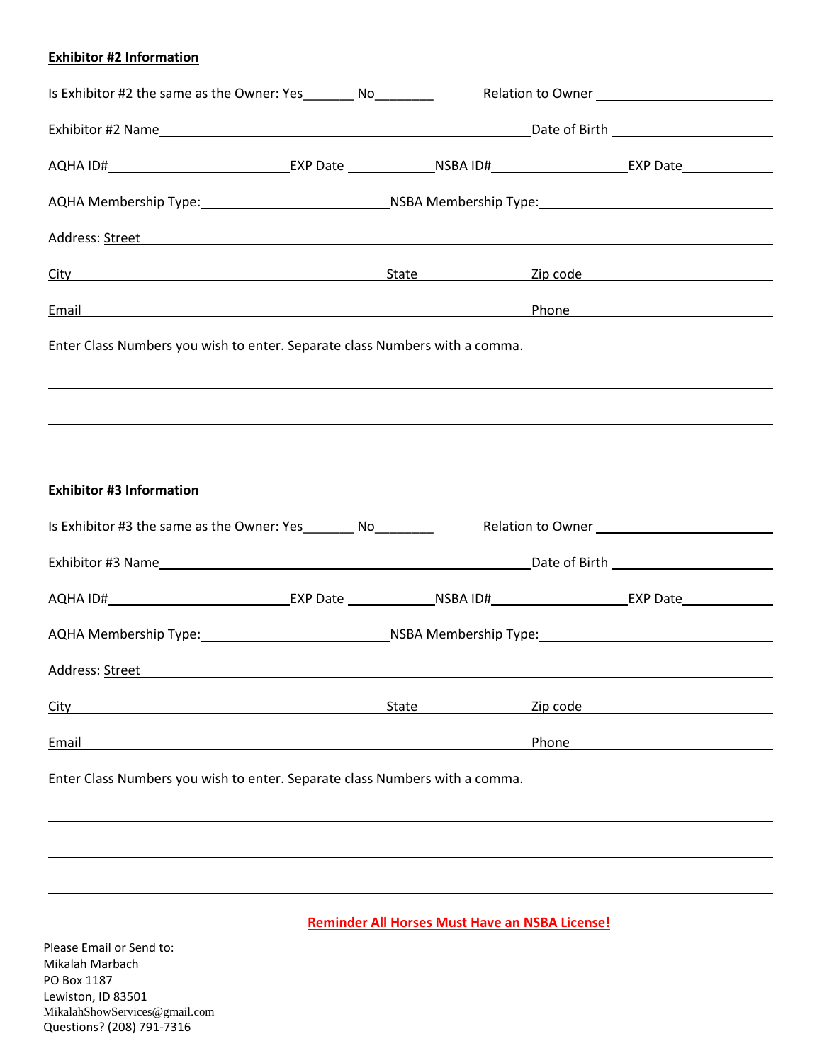**Exhibitor #2 Information**

Is Exhibitor #2 the same as the Owner: Yes_______ No________ Relation to Owner ____________________

Exhibitor #2 Name____________________________________________Date of Birth ____________________

AQHA ID#______________________EXP Date ___________NSBA ID#_________________EXP Date___________

AQHA Membership Type:______________________NSBA Membership Type:____________________________

Address: Street ______________________________________________________________________________

City ____________________________________ State _______________ Zip code ______________________

Email __________________________________________________ Phone ____________________________

Enter Class Numbers you wish to enter. Separate class Numbers with a comma.

______________________________________________________________________________

______________________________________________________________________________

______________________________________________________________________________

**Exhibitor #3 Information**

Is Exhibitor #3 the same as the Owner: Yes_______ No________ Relation to Owner ____________________

Exhibitor #3 Name____________________________________________Date of Birth ____________________

AQHA ID#______________________EXP Date ___________NSBA ID#_________________EXP Date___________

AQHA Membership Type:______________________NSBA Membership Type:____________________________

Address: Street ______________________________________________________________________________

City ____________________________________ State _______________ Zip code ______________________

Email __________________________________________________ Phone ____________________________

Enter Class Numbers you wish to enter. Separate class Numbers with a comma.

______________________________________________________________________________

______________________________________________________________________________

______________________________________________________________________________

**Reminder All Horses Must Have an NSBA License!**

Please Email or Send to:
Mikalah Marbach
PO Box 1187
Lewiston, ID 83501
MikalahShowServices@gmail.com
Questions? (208) 791-7316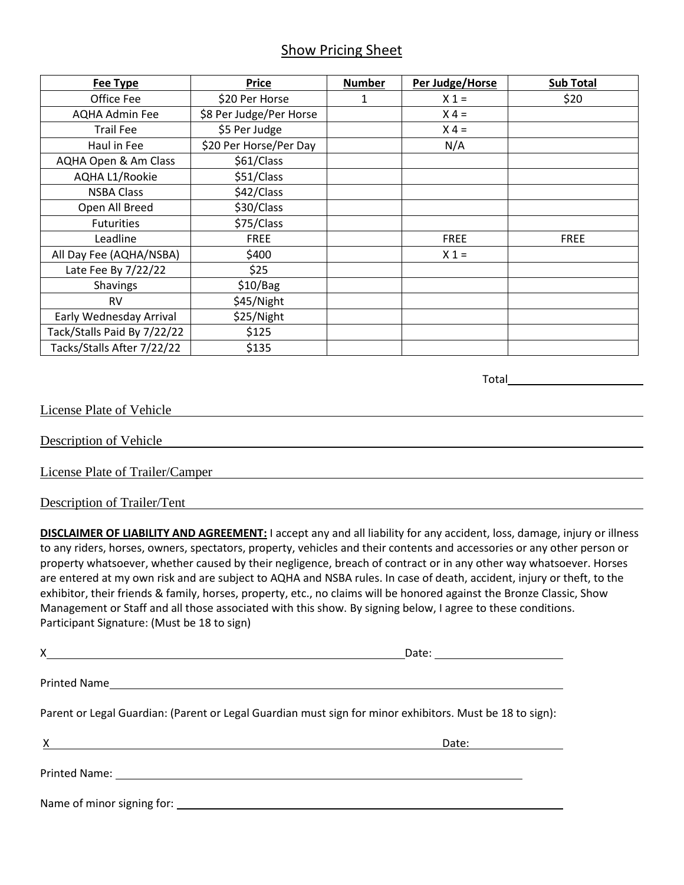# Show Pricing Sheet

| Fee Type | Price | Number | Per Judge/Horse | Sub Total |
|---|---|---|---|---|
| Office Fee | $20 Per Horse | 1 | X 1 = | $20 |
| AQHA Admin Fee | $8 Per Judge/Per Horse | | X 4 = | |
| Trail Fee | $5 Per Judge | | X 4 = | |
| Haul in Fee | $20 Per Horse/Per Day | | N/A | |
| AQHA Open & Am Class | $61/Class | | | |
| AQHA L1/Rookie | $51/Class | | | |
| NSBA Class | $42/Class | | | |
| Open All Breed | $30/Class | | | |
| Futurities | $75/Class | | | |
| Leadline | FREE | | FREE | FREE |
| All Day Fee (AQHA/NSBA) | $400 | | X 1 = | |
| Late Fee By 7/22/22 | $25 | | | |
| Shavings | $10/Bag | | | |
| RV | $45/Night | | | |
| Early Wednesday Arrival | $25/Night | | | |
| Tack/Stalls Paid By 7/22/22 | $125 | | | |
| Tacks/Stalls After 7/22/22 | $135 | | | |

Total_______________________

License Plate of Vehicle_______________________________________________

Description of Vehicle_______________________________________________

License Plate of Trailer/Camper_______________________________________________

Description of Trailer/Tent_______________________________________________

**DISCLAIMER OF LIABILITY AND AGREEMENT:** I accept any and all liability for any accident, loss, damage, injury or illness to any riders, horses, owners, spectators, property, vehicles and their contents and accessories or any other person or property whatsoever, whether caused by their negligence, breach of contract or in any other way whatsoever. Horses are entered at my own risk and are subject to AQHA and NSBA rules. In case of death, accident, injury or theft, to the exhibitor, their friends & family, horses, property, etc., no claims will be honored against the Bronze Classic, Show Management or Staff and all those associated with this show. By signing below, I agree to these conditions. Participant Signature: (Must be 18 to sign)

X_______________________________________________ Date: _______________

Printed Name_______________________________________________

Parent or Legal Guardian: (Parent or Legal Guardian must sign for minor exhibitors. Must be 18 to sign):

X_______________________________________________ Date: _______________

Printed Name: _______________________________________________

Name of minor signing for: _______________________________________________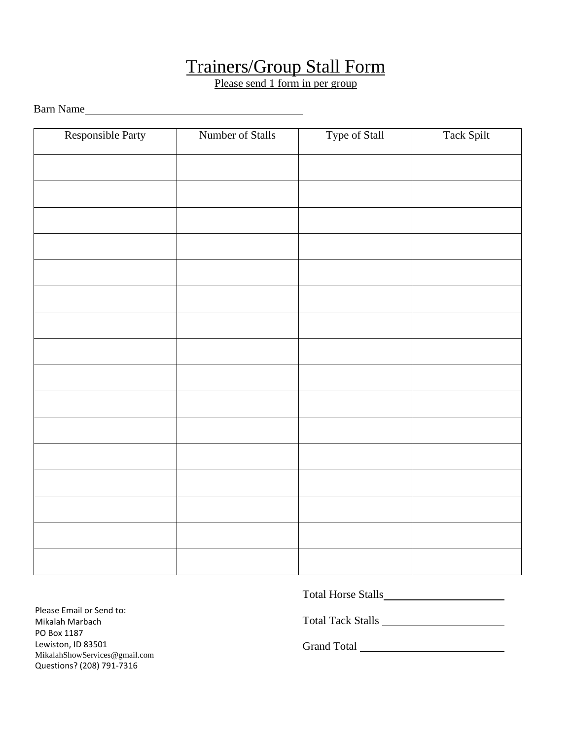# Trainers/Group Stall Form

Please send 1 form in per group

Barn Name\_\_\_\_\_\_\_\_\_\_\_\_\_\_\_\_\_\_\_\_\_\_\_\_\_\_\_\_\_\_\_\_\_\_\_\_\_\_

| Responsible Party | Number of Stalls | Type of Stall | Tack Spilt |
|---|---|---|---|
| | | | |
| | | | |
| | | | |
| | | | |
| | | | |
| | | | |
| | | | |
| | | | |
| | | | |
| | | | |
| | | | |
| | | | |
| | | | |
| | | | |
| | | | |
| | | | |

Total Horse Stalls\_\_\_\_\_\_\_\_\_\_\_\_\_\_\_\_\_\_\_\_\_\_

Total Tack Stalls \_\_\_\_\_\_\_\_\_\_\_\_\_\_\_\_\_\_\_\_\_\_

Grand Total \_\_\_\_\_\_\_\_\_\_\_\_\_\_\_\_\_\_\_\_\_\_\_\_\_\_

Please Email or Send to:
Mikalah Marbach
PO Box 1187
Lewiston, ID 83501
MikalahShowServices@gmail.com
Questions? (208) 791-7316